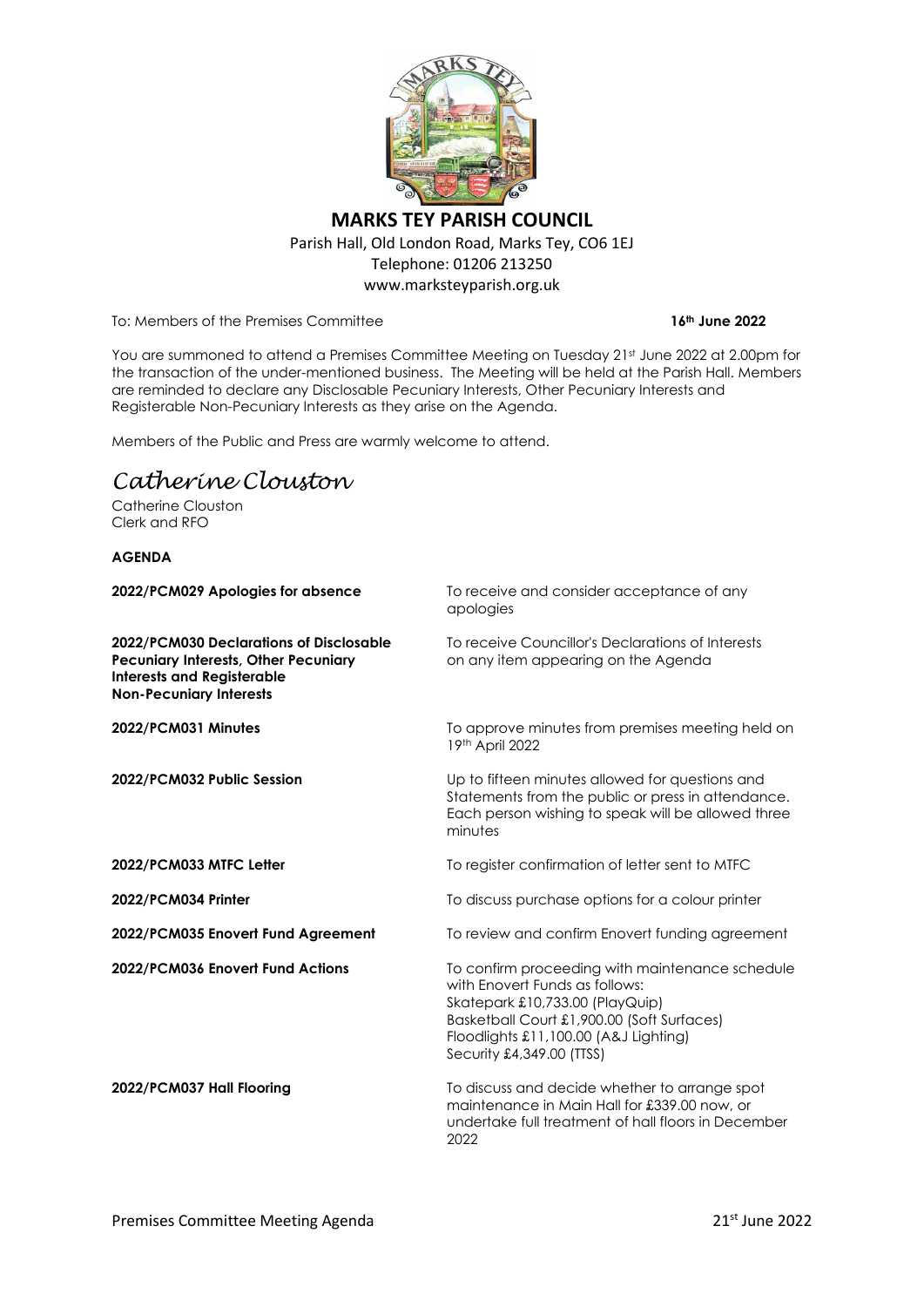# MARKS TEY PARISH COUNCIL

Parish Hall, Old London Road, Marks Tey, CO6 1EJ
Telephone: 01206 213250
www.missteyparish.org.uk

To: Members of the Premises Committee **16th June 2022**

You are summoned to attend a Premises Committee Meeting on Tuesday 21st June 2022 at 2.00pm for the transaction of the under-mentioned business. The Meeting will be held at the Parish Hall. Members are reminded to declare any Disclosable Pecuniary Interests, Other Pecuniary Interests and Registerable Non-Pecuniary Interests as they arise on the Agenda.

Members of the Public and Press are warmly welcome to attend.

*Catherine Clouston*

Catherine Clouston
Clerk and RFO

**AGENDA**

| | |
|---|---|
| **2022/PCM029 Apologies for absence** | To receive and consider acceptance of any apologies |
| **2022/PCM030 Declarations of Disclosable Pecuniary Interests, Other Pecuniary Interests and Registerable Non-Pecuniary Interests** | To receive Councillor's Declarations of Interests on any item appearing on the Agenda |
| **2022/PCM031 Minutes** | To approve minutes from premises meeting held on 19th April 2022 |
| **2022/PCM032 Public Session** | Up to fifteen minutes allowed for questions and Statements from the public or press in attendance. Each person wishing to speak will be allowed three minutes |
| **2022/PCM033 MTFC Letter** | To register confirmation of letter sent to MTFC |
| **2022/PCM034 Printer** | To discuss purchase options for a colour printer |
| **2022/PCM035 Enovert Fund Agreement** | To review and confirm Enovert funding agreement |
| **2022/PCM036 Enovert Fund Actions** | To confirm proceeding with maintenance schedule with Enovert Funds as follows:<br>Skatepark £10,733.00 (PlayQuip)<br>Basketball Court £1,900.00 (Soft Surfaces)<br>Floodlights £11,100.00 (A&J Lighting)<br>Security £4,349.00 (TTSS) |
| **2022/PCM037 Hall Flooring** | To discuss and decide whether to arrange spot maintenance in Main Hall for £339.00 now, or undertake full treatment of hall floors in December 2022 |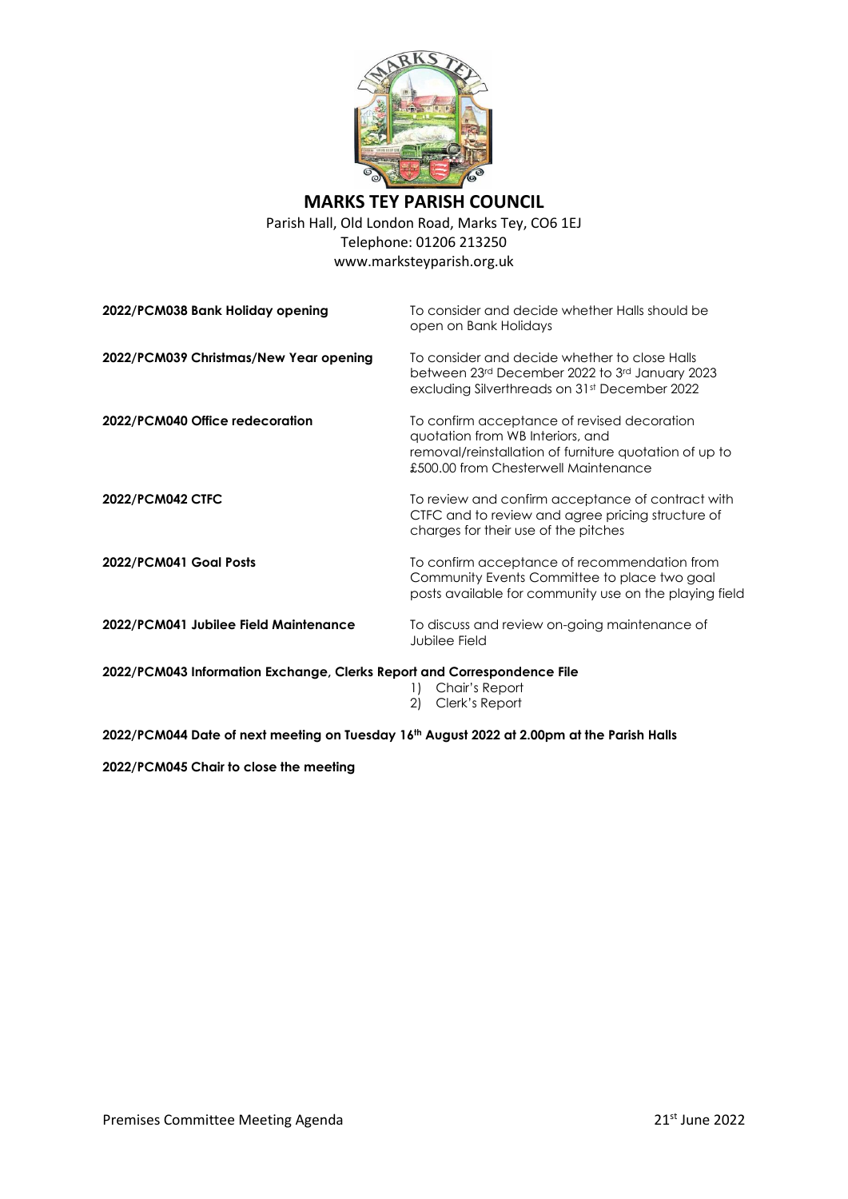# MARKS TEY PARISH COUNCIL

Parish Hall, Old London Road, Marks Tey, CO6 1EJ
Telephone: 01206 213250
www.marksteyparish.org.uk

| | |
|---|---|
| **2022/PCM038 Bank Holiday opening** | To consider and decide whether Halls should be open on Bank Holidays |
| **2022/PCM039 Christmas/New Year opening** | To consider and decide whether to close Halls between 23rd December 2022 to 3rd January 2023 excluding Silverthreads on 31st December 2022 |
| **2022/PCM040 Office redecoration** | To confirm acceptance of revised decoration quotation from WB Interiors, and removal/reinstallation of furniture quotation of up to £500.00 from Chesterwell Maintenance |
| **2022/PCM042 CTFC** | To review and confirm acceptance of contract with CTFC and to review and agree pricing structure of charges for their use of the pitches |
| **2022/PCM041 Goal Posts** | To confirm acceptance of recommendation from Community Events Committee to place two goal posts available for community use on the playing field |
| **2022/PCM041 Jubilee Field Maintenance** | To discuss and review on-going maintenance of Jubilee Field |

**2022/PCM043 Information Exchange, Clerks Report and Correspondence File**

1) Chair's Report
2) Clerk's Report

**2022/PCM044 Date of next meeting on Tuesday 16th August 2022 at 2.00pm at the Parish Halls**

**2022/PCM045 Chair to close the meeting**